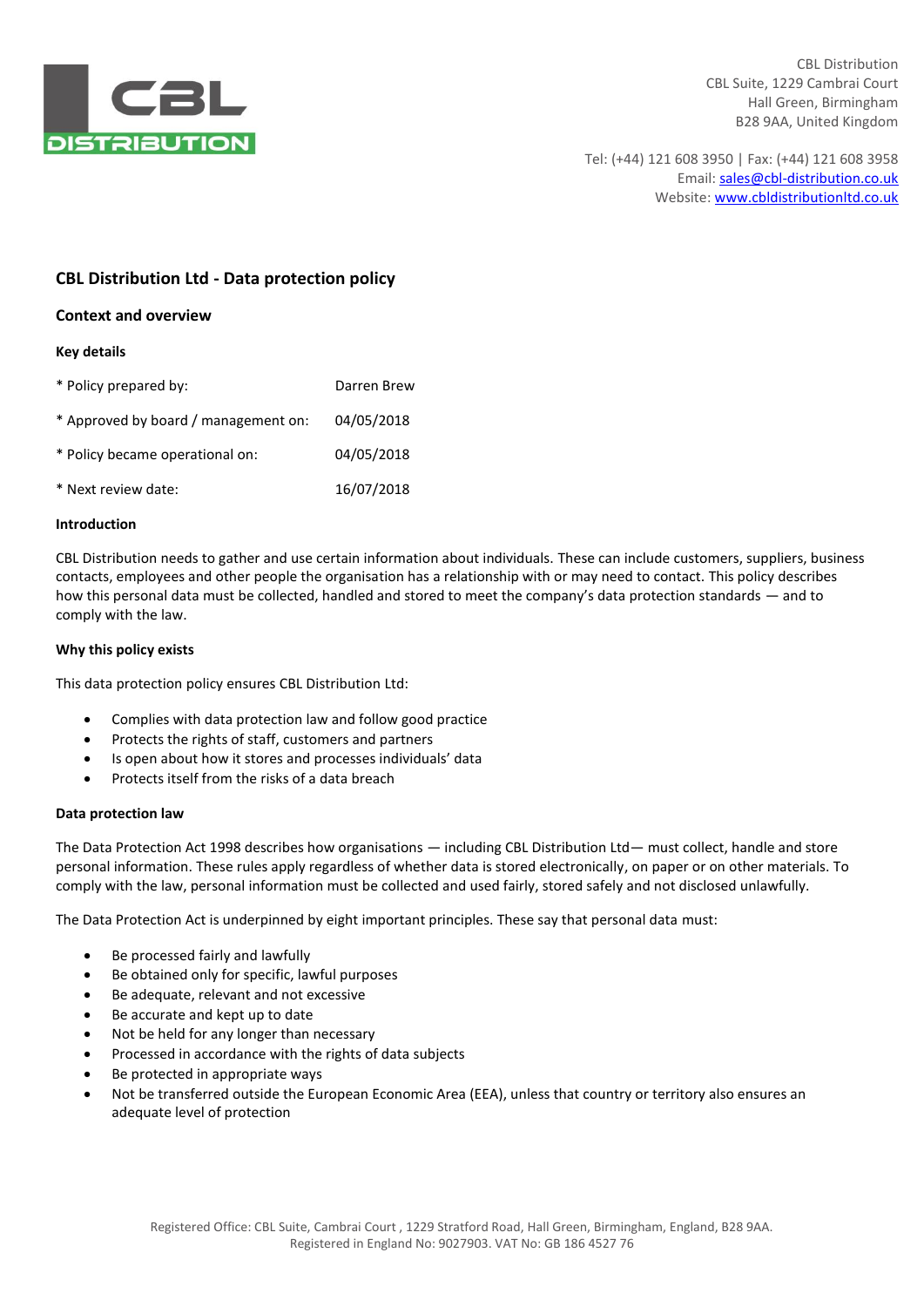CBL Distribution
CBL Suite, 1229 Cambrai Court
Hall Green, Birmingham
B28 9AA, United Kingdom

Tel: (+44) 121 608 3950 | Fax: (+44) 121 608 3958
Email: sales@cbl-distribution.co.uk
Website: www.cbldistributionltd.co.uk

# CBL Distribution Ltd - Data protection policy

## Context and overview

### Key details

| | |
|---|---|
| * Policy prepared by: | Darren Brew |
| * Approved by board / management on: | 04/05/2018 |
| * Policy became operational on: | 04/05/2018 |
| * Next review date: | 16/07/2018 |

### Introduction

CBL Distribution needs to gather and use certain information about individuals. These can include customers, suppliers, business contacts, employees and other people the organisation has a relationship with or may need to contact. This policy describes how this personal data must be collected, handled and stored to meet the company's data protection standards — and to comply with the law.

### Why this policy exists

This data protection policy ensures CBL Distribution Ltd:

- Complies with data protection law and follow good practice
- Protects the rights of staff, customers and partners
- Is open about how it stores and processes individuals' data
- Protects itself from the risks of a data breach

### Data protection law

The Data Protection Act 1998 describes how organisations — including CBL Distribution Ltd— must collect, handle and store personal information. These rules apply regardless of whether data is stored electronically, on paper or on other materials. To comply with the law, personal information must be collected and used fairly, stored safely and not disclosed unlawfully.

The Data Protection Act is underpinned by eight important principles. These say that personal data must:

- Be processed fairly and lawfully
- Be obtained only for specific, lawful purposes
- Be adequate, relevant and not excessive
- Be accurate and kept up to date
- Not be held for any longer than necessary
- Processed in accordance with the rights of data subjects
- Be protected in appropriate ways
- Not be transferred outside the European Economic Area (EEA), unless that country or territory also ensures an adequate level of protection

Registered Office: CBL Suite, Cambrai Court , 1229 Stratford Road, Hall Green, Birmingham, England, B28 9AA.
Registered in England No: 9027903. VAT No: GB 186 4527 76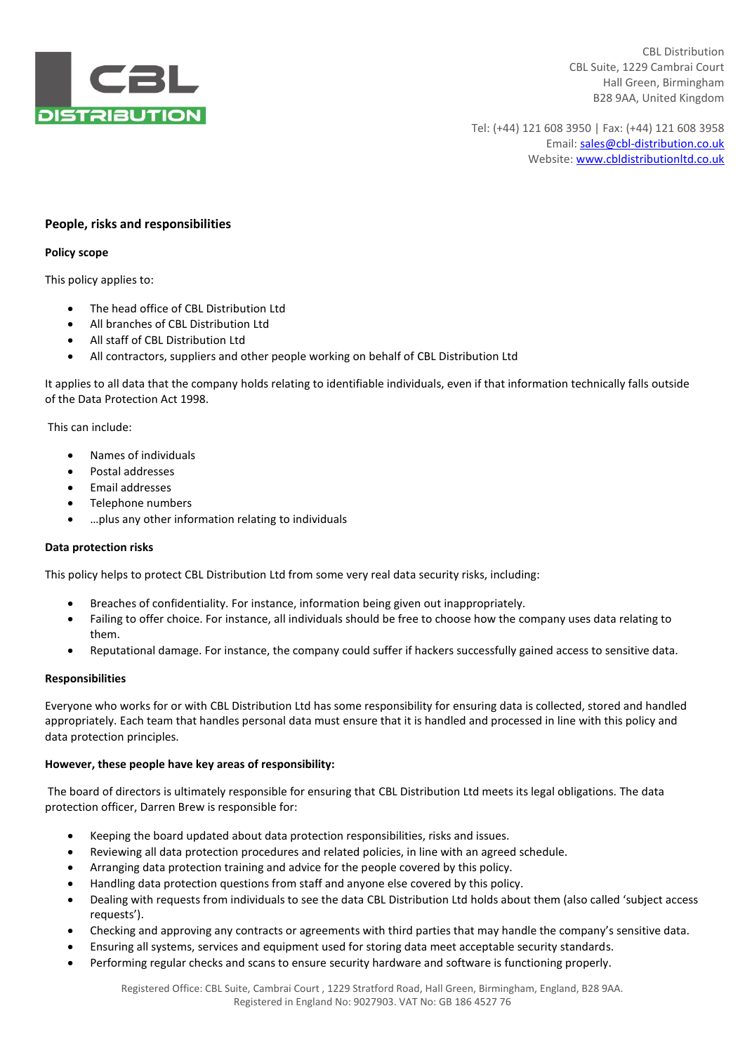CBL Distribution
CBL Suite, 1229 Cambrai Court
Hall Green, Birmingham
B28 9AA, United Kingdom

Tel: (+44) 121 608 3950 | Fax: (+44) 121 608 3958
Email: sales@cbl-distribution.co.uk
Website: www.cbldistributionltd.co.uk

## People, risks and responsibilities

**Policy scope**

This policy applies to:

- The head office of CBL Distribution Ltd
- All branches of CBL Distribution Ltd
- All staff of CBL Distribution Ltd
- All contractors, suppliers and other people working on behalf of CBL Distribution Ltd

It applies to all data that the company holds relating to identifiable individuals, even if that information technically falls outside of the Data Protection Act 1998.

This can include:

- Names of individuals
- Postal addresses
- Email addresses
- Telephone numbers
- …plus any other information relating to individuals

**Data protection risks**

This policy helps to protect CBL Distribution Ltd from some very real data security risks, including:

- Breaches of confidentiality. For instance, information being given out inappropriately.
- Failing to offer choice. For instance, all individuals should be free to choose how the company uses data relating to them.
- Reputational damage. For instance, the company could suffer if hackers successfully gained access to sensitive data.

**Responsibilities**

Everyone who works for or with CBL Distribution Ltd has some responsibility for ensuring data is collected, stored and handled appropriately. Each team that handles personal data must ensure that it is handled and processed in line with this policy and data protection principles.

**However, these people have key areas of responsibility:**

The board of directors is ultimately responsible for ensuring that CBL Distribution Ltd meets its legal obligations. The data protection officer, Darren Brew is responsible for:

- Keeping the board updated about data protection responsibilities, risks and issues.
- Reviewing all data protection procedures and related policies, in line with an agreed schedule.
- Arranging data protection training and advice for the people covered by this policy.
- Handling data protection questions from staff and anyone else covered by this policy.
- Dealing with requests from individuals to see the data CBL Distribution Ltd holds about them (also called 'subject access requests').
- Checking and approving any contracts or agreements with third parties that may handle the company's sensitive data.
- Ensuring all systems, services and equipment used for storing data meet acceptable security standards.
- Performing regular checks and scans to ensure security hardware and software is functioning properly.

Registered Office: CBL Suite, Cambrai Court , 1229 Stratford Road, Hall Green, Birmingham, England, B28 9AA.
Registered in England No: 9027903. VAT No: GB 186 4527 76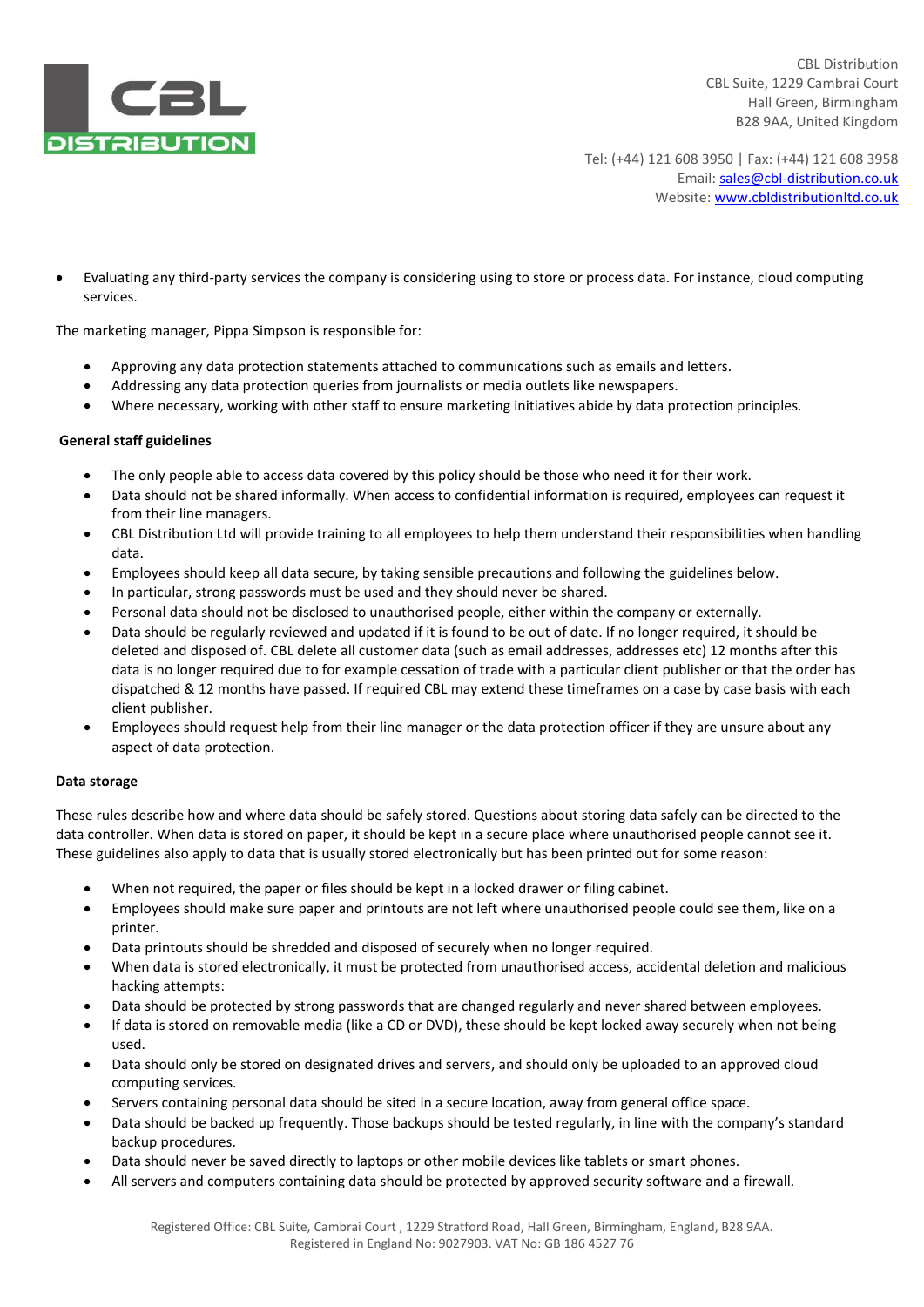- Evaluating any third-party services the company is considering using to store or process data. For instance, cloud computing services.

The marketing manager, Pippa Simpson is responsible for:

- Approving any data protection statements attached to communications such as emails and letters.
- Addressing any data protection queries from journalists or media outlets like newspapers.
- Where necessary, working with other staff to ensure marketing initiatives abide by data protection principles.

**General staff guidelines**

- The only people able to access data covered by this policy should be those who need it for their work.
- Data should not be shared informally. When access to confidential information is required, employees can request it from their line managers.
- CBL Distribution Ltd will provide training to all employees to help them understand their responsibilities when handling data.
- Employees should keep all data secure, by taking sensible precautions and following the guidelines below.
- In particular, strong passwords must be used and they should never be shared.
- Personal data should not be disclosed to unauthorised people, either within the company or externally.
- Data should be regularly reviewed and updated if it is found to be out of date. If no longer required, it should be deleted and disposed of. CBL delete all customer data (such as email addresses, addresses etc) 12 months after this data is no longer required due to for example cessation of trade with a particular client publisher or that the order has dispatched & 12 months have passed. If required CBL may extend these timeframes on a case by case basis with each client publisher.
- Employees should request help from their line manager or the data protection officer if they are unsure about any aspect of data protection.

**Data storage**

These rules describe how and where data should be safely stored. Questions about storing data safely can be directed to the data controller. When data is stored on paper, it should be kept in a secure place where unauthorised people cannot see it. These guidelines also apply to data that is usually stored electronically but has been printed out for some reason:

- When not required, the paper or files should be kept in a locked drawer or filing cabinet.
- Employees should make sure paper and printouts are not left where unauthorised people could see them, like on a printer.
- Data printouts should be shredded and disposed of securely when no longer required.
- When data is stored electronically, it must be protected from unauthorised access, accidental deletion and malicious hacking attempts:
- Data should be protected by strong passwords that are changed regularly and never shared between employees.
- If data is stored on removable media (like a CD or DVD), these should be kept locked away securely when not being used.
- Data should only be stored on designated drives and servers, and should only be uploaded to an approved cloud computing services.
- Servers containing personal data should be sited in a secure location, away from general office space.
- Data should be backed up frequently. Those backups should be tested regularly, in line with the company's standard backup procedures.
- Data should never be saved directly to laptops or other mobile devices like tablets or smart phones.
- All servers and computers containing data should be protected by approved security software and a firewall.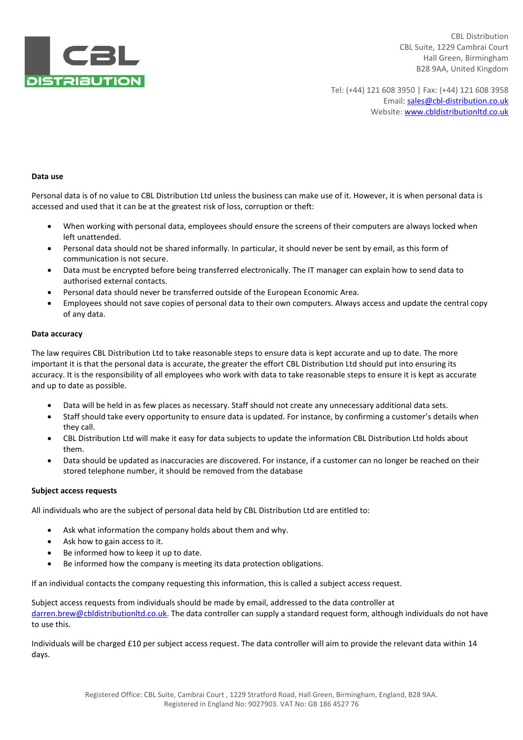**Data use**

Personal data is of no value to CBL Distribution Ltd unless the business can make use of it. However, it is when personal data is accessed and used that it can be at the greatest risk of loss, corruption or theft:

- When working with personal data, employees should ensure the screens of their computers are always locked when left unattended.
- Personal data should not be shared informally. In particular, it should never be sent by email, as this form of communication is not secure.
- Data must be encrypted before being transferred electronically. The IT manager can explain how to send data to authorised external contacts.
- Personal data should never be transferred outside of the European Economic Area.
- Employees should not save copies of personal data to their own computers. Always access and update the central copy of any data.

**Data accuracy**

The law requires CBL Distribution Ltd to take reasonable steps to ensure data is kept accurate and up to date. The more important it is that the personal data is accurate, the greater the effort CBL Distribution Ltd should put into ensuring its accuracy. It is the responsibility of all employees who work with data to take reasonable steps to ensure it is kept as accurate and up to date as possible.

- Data will be held in as few places as necessary. Staff should not create any unnecessary additional data sets.
- Staff should take every opportunity to ensure data is updated. For instance, by confirming a customer's details when they call.
- CBL Distribution Ltd will make it easy for data subjects to update the information CBL Distribution Ltd holds about them.
- Data should be updated as inaccuracies are discovered. For instance, if a customer can no longer be reached on their stored telephone number, it should be removed from the database

**Subject access requests**

All individuals who are the subject of personal data held by CBL Distribution Ltd are entitled to:

- Ask what information the company holds about them and why.
- Ask how to gain access to it.
- Be informed how to keep it up to date.
- Be informed how the company is meeting its data protection obligations.

If an individual contacts the company requesting this information, this is called a subject access request.

Subject access requests from individuals should be made by email, addressed to the data controller at darren.brew@cbldistributionltd.co.uk. The data controller can supply a standard request form, although individuals do not have to use this.

Individuals will be charged £10 per subject access request. The data controller will aim to provide the relevant data within 14 days.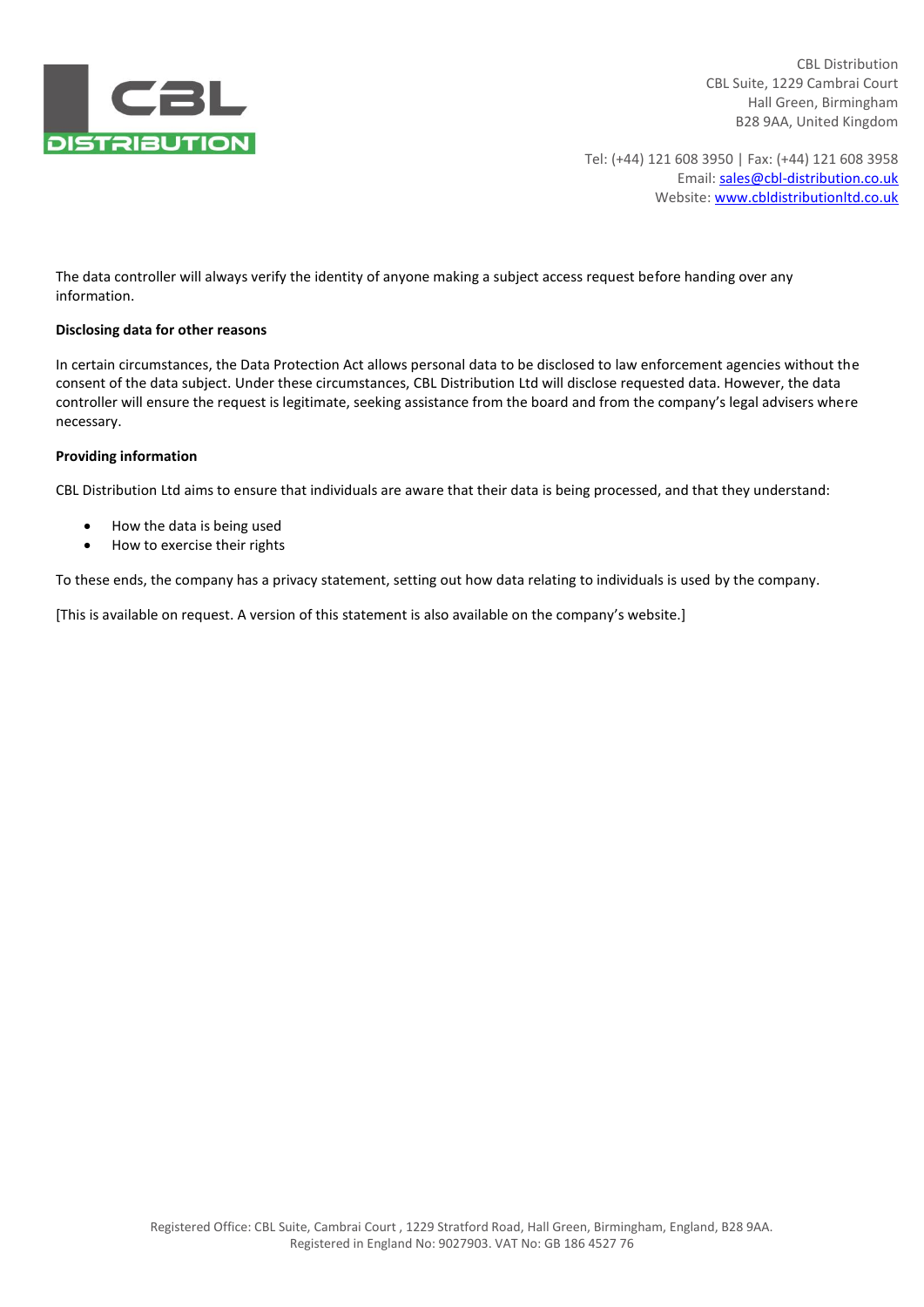The data controller will always verify the identity of anyone making a subject access request before handing over any information.

**Disclosing data for other reasons**

In certain circumstances, the Data Protection Act allows personal data to be disclosed to law enforcement agencies without the consent of the data subject. Under these circumstances, CBL Distribution Ltd will disclose requested data. However, the data controller will ensure the request is legitimate, seeking assistance from the board and from the company's legal advisers where necessary.

**Providing information**

CBL Distribution Ltd aims to ensure that individuals are aware that their data is being processed, and that they understand:

- How the data is being used
- How to exercise their rights

To these ends, the company has a privacy statement, setting out how data relating to individuals is used by the company.

[This is available on request. A version of this statement is also available on the company's website.]